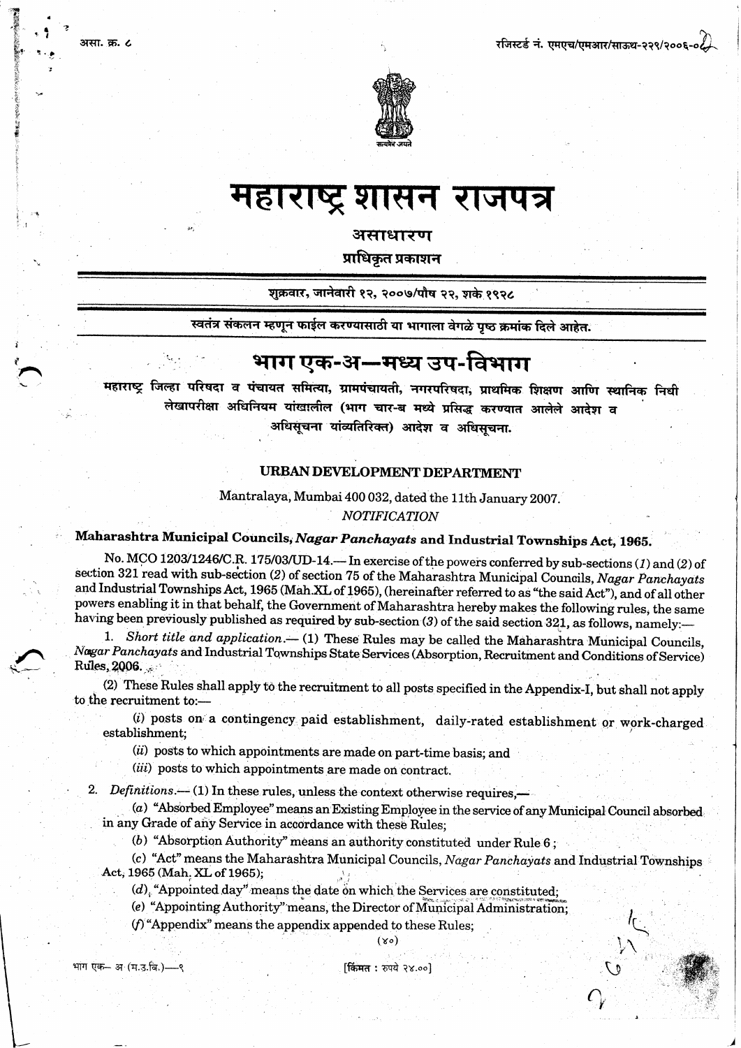असा. क्र. ८

रजिस्टर्ड नं. एमएच/एमआर/साऊथ-२२९/२००६-०८

# महाराष्ट्र शासन राजपत्र

**असाधारण**

**प्राधिकृत प्रकाशन**

शुक्रवार, जानेवारी १२, २००७/पौष २२, शके १९२८

स्वतंत्र संकलन म्हणून फाईल करण्यासाठी या भागाला वेगळे पृष्ठ क्रमांक दिले आहेत.

## भाग एक-अ—मध्य उप-विभाग

महाराष्ट्र जिल्हा परिषदा व पंचायत समित्या, ग्रामपंचायती, नगरपरिषदा, प्राथमिक शिक्षण आणि स्थानिक निधी लेखापरीक्षा अधिनियम यांखालील (भाग चार-ब मध्ये प्रसिद्ध करण्यात आलेले आदेश व अधिसूचना यांव्यतिरिक्त) आदेश व अधिसूचना.

### URBAN DEVELOPMENT DEPARTMENT

Mantralaya, Mumbai 400 032, dated the 11th January 2007.

*NOTIFICATION*

**Maharashtra Municipal Councils, *Nagar Panchayats* and Industrial Townships Act, 1965.**

No. MCO 1203/1246/C.R. 175/03/UD-14.— In exercise of the powers conferred by sub-sections (*1*) and (*2*) of section 321 read with sub-section (*2*) of section 75 of the Maharashtra Municipal Councils, *Nagar Panchayats* and Industrial Townships Act, 1965 (Mah.XL of 1965), (hereinafter referred to as "the said Act"), and of all other powers enabling it in that behalf, the Government of Maharashtra hereby makes the following rules, the same having been previously published as required by sub-section (*3*) of the said section 321, as follows, namely:—

1. *Short title and application*.— (1) These Rules may be called the Maharashtra Municipal Councils, *Nagar Panchayats* and Industrial Townships State Services (Absorption, Recruitment and Conditions of Service) Rules, 2006.

(2) These Rules shall apply to the recruitment to all posts specified in the Appendix-I, but shall not apply to the recruitment to:—

(*i*) posts on a contingency paid establishment, daily-rated establishment or work-charged establishment;

(*ii*) posts to which appointments are made on part-time basis; and

(*iii*) posts to which appointments are made on contract.

2. *Definitions*.— (1) In these rules, unless the context otherwise requires,—

(*a*) "Absorbed Employee" means an Existing Employee in the service of any Municipal Council absorbed in any Grade of any Service in accordance with these Rules;

(*b*) "Absorption Authority" means an authority constituted under Rule 6 ;

(*c*) "Act" means the Maharashtra Municipal Councils, *Nagar Panchayats* and Industrial Townships Act, 1965 (Mah. XL of 1965);

(*d*) "Appointed day" means the date on which the Services are constituted;

(*e*) "Appointing Authority" means, the Director of Municipal Administration;

(*f*) "Appendix" means the appendix appended to these Rules;

भाग एक– अ (म.उ.वि.)—१

[किंमत : रुपये २४.००]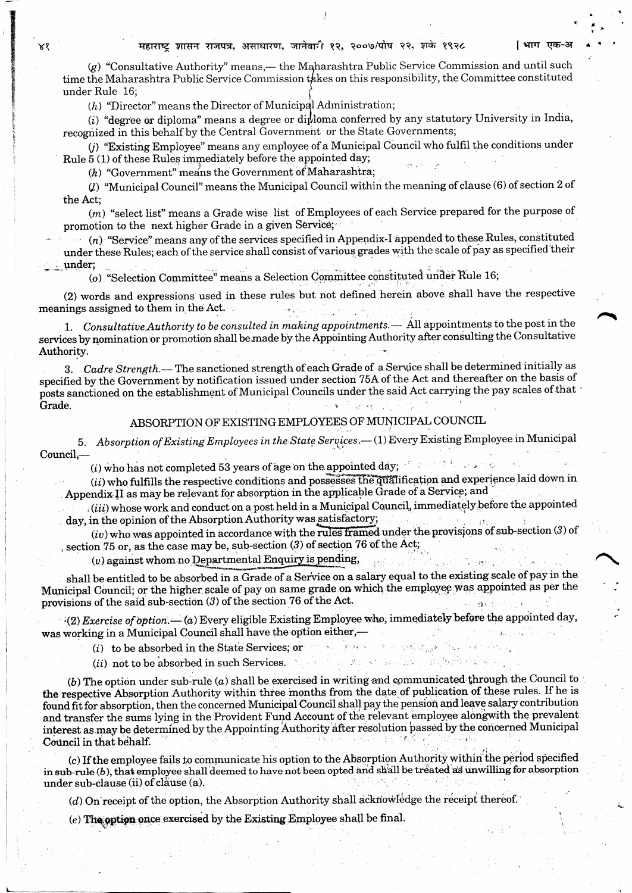(g) "Consultative Authority" means,— the Maharashtra Public Service Commission and until such time the Maharashtra Public Service Commission takes on this responsibility, the Committee constituted under Rule 16;

(h) "Director" means the Director of Municipal Administration;

(i) "degree or diploma" means a degree or diploma conferred by any statutory University in India, recognized in this behalf by the Central Government or the State Governments;

(j) "Existing Employee" means any employee of a Municipal Council who fulfil the conditions under Rule 5 (1) of these Rules immediately before the appointed day;

(k) "Government" means the Government of Maharashtra;

(l) "Municipal Council" means the Municipal Council within the meaning of clause (6) of section 2 of the Act;

(m) "select list" means a Grade wise list of Employees of each Service prepared for the purpose of promotion to the next higher Grade in a given Service;

(n) "Service" means any of the services specified in Appendix-I appended to these Rules, constituted under these Rules; each of the service shall consist of various grades with the scale of pay as specified their under;

(o) "Selection Committee" means a Selection Committee constituted under Rule 16;

(2) words and expressions used in these rules but not defined herein above shall have the respective meanings assigned to them in the Act.

1. *Consultative Authority to be consulted in making appointments.*— All appointments to the post in the services by nomination or promotion shall be made by the Appointing Authority after consulting the Consultative Authority.

3. *Cadre Strength.*— The sanctioned strength of each Grade of a Service shall be determined initially as specified by the Government by notification issued under section 75A of the Act and thereafter on the basis of posts sanctioned on the establishment of Municipal Councils under the said Act carrying the pay scales of that Grade.

## ABSORPTION OF EXISTING EMPLOYEES OF MUNICIPAL COUNCIL

5. *Absorption of Existing Employees in the State Services.*— (1) Every Existing Employee in Municipal Council,—

(i) who has not completed 53 years of age on the appointed day;

(ii) who fulfills the respective conditions and possesses the qualification and experience laid down in Appendix-II as may be relevant for absorption in the applicable Grade of a Service; and

(iii) whose work and conduct on a post held in a Municipal Council, immediately before the appointed day, in the opinion of the Absorption Authority was satisfactory;

(iv) who was appointed in accordance with the rules framed under the provisions of sub-section (3) of section 75 or, as the case may be, sub-section (3) of section 76 of the Act;

(v) against whom no Departmental Enquiry is pending,

shall be entitled to be absorbed in a Grade of a Service on a salary equal to the existing scale of pay in the Municipal Council; or the higher scale of pay on same grade on which the employee was appointed as per the provisions of the said sub-section (3) of the section 76 of the Act.

(2) *Exercise of option.*— (a) Every eligible Existing Employee who, immediately before the appointed day, was working in a Municipal Council shall have the option either,—

(i) to be absorbed in the State Services; or

(ii) not to be absorbed in such Services.

(b) The option under sub-rule (a) shall be exercised in writing and communicated through the Council to the respective Absorption Authority within three months from the date of publication of these rules. If he is found fit for absorption, then the concerned Municipal Council shall pay the pension and leave salary contribution and transfer the sums lying in the Provident Fund Account of the relevant employee alongwith the prevalent interest as may be determined by the Appointing Authority after resolution passed by the concerned Municipal Council in that behalf.

(c) If the employee fails to communicate his option to the Absorption Authority within the period specified in sub-rule (b), that employee shall deemed to have not been opted and shall be treated as unwilling for absorption under sub-clause (ii) of clause (a).

(d) On receipt of the option, the Absorption Authority shall acknowledge the receipt thereof.

(e) The option once exercised by the Existing Employee shall be final.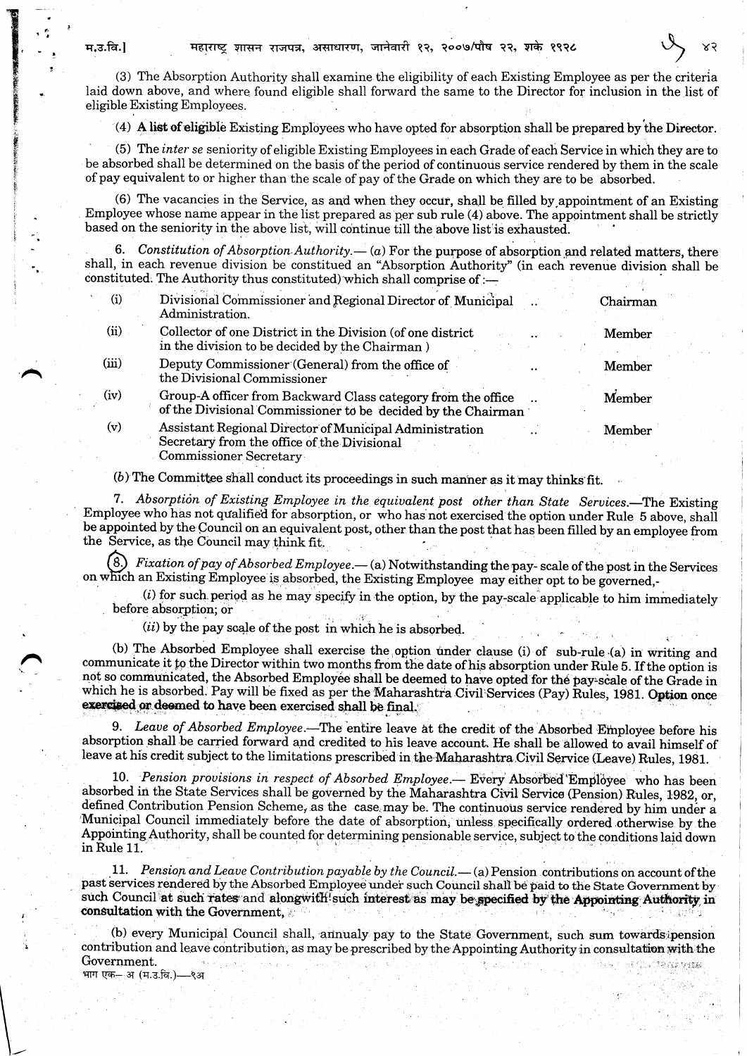(3) The Absorption Authority shall examine the eligibility of each Existing Employee as per the criteria laid down above, and where found eligible shall forward the same to the Director for inclusion in the list of eligible Existing Employees.

(4) A list of eligible Existing Employees who have opted for absorption shall be prepared by the Director.

(5) The *inter se* seniority of eligible Existing Employees in each Grade of each Service in which they are to be absorbed shall be determined on the basis of the period of continuous service rendered by them in the scale of pay equivalent to or higher than the scale of pay of the Grade on which they are to be absorbed.

(6) The vacancies in the Service, as and when they occur, shall be filled by appointment of an Existing Employee whose name appear in the list prepared as per sub rule (4) above. The appointment shall be strictly based on the seniority in the above list, will continue till the above list is exhausted.

6. *Constitution of Absorption Authority.*— (*a*) For the purpose of absorption and related matters, there shall, in each revenue division be constitued an "Absorption Authority" (in each revenue division shall be constituted. The Authority thus constituted) which shall comprise of :—

| | | | |
|---|---|---|---|
| (i) | Divisional Commissioner and Regional Director of Municipal Administration. | .. | Chairman |
| (ii) | Collector of one District in the Division (of one district in the division to be decided by the Chairman ) | .. | Member |
| (iii) | Deputy Commissioner (General) from the office of the Divisional Commissioner | .. | Member |
| (iv) | Group-A officer from Backward Class category from the office of the Divisional Commissioner to be decided by the Chairman | .. | Member |
| (v) | Assistant Regional Director of Municipal Administration Secretary from the office of the Divisional Commissioner Secretary | .. | Member |

(*b*) The Committee shall conduct its proceedings in such manner as it may thinks fit.

7. *Absorption of Existing Employee in the equivalent post other than State Services.*—The Existing Employee who has not qualified for absorption, or who has not exercised the option under Rule 5 above, shall be appointed by the Council on an equivalent post, other than the post that has been filled by an employee from the Service, as the Council may think fit.

8. *Fixation of pay of Absorbed Employee.*— (a) Notwithstanding the pay- scale of the post in the Services on which an Existing Employee is absorbed, the Existing Employee may either opt to be governed,-

(*i*) for such period as he may specify in the option, by the pay-scale applicable to him immediately before absorption; or

(*ii*) by the pay scale of the post in which he is absorbed.

(b) The Absorbed Employee shall exercise the option under clause (i) of sub-rule (a) in writing and communicate it to the Director within two months from the date of his absorption under Rule 5. If the option is not so communicated, the Absorbed Employee shall be deemed to have opted for the pay-scale of the Grade in which he is absorbed. Pay will be fixed as per the Maharashtra Civil Services (Pay) Rules, 1981. Option once exercised or deemed to have been exercised shall be final.

9. *Leave of Absorbed Employee.*—The entire leave at the credit of the Absorbed Employee before his absorption shall be carried forward and credited to his leave account. He shall be allowed to avail himself of leave at his credit subject to the limitations prescribed in the Maharashtra Civil Service (Leave) Rules, 1981.

10. *Pension provisions in respect of Absorbed Employee.*— Every Absorbed Employee who has been absorbed in the State Services shall be governed by the Maharashtra Civil Service (Pension) Rules, 1982, or, defined Contribution Pension Scheme, as the case may be. The continuous service rendered by him under a Municipal Council immediately before the date of absorption, unless specifically ordered otherwise by the Appointing Authority, shall be counted for determining pensionable service, subject to the conditions laid down in Rule 11.

11. *Pension and Leave Contribution payable by the Council.*— (a) Pension contributions on account of the past services rendered by the Absorbed Employee under such Council shall be paid to the State Government by such Council at such rates and alongwith such interest as may be specified by the Appointing Authority in consultation with the Government,

(b) every Municipal Council shall, annualy pay to the State Government, such sum towards pension contribution and leave contribution, as may be prescribed by the Appointing Authority in consultation with the Government.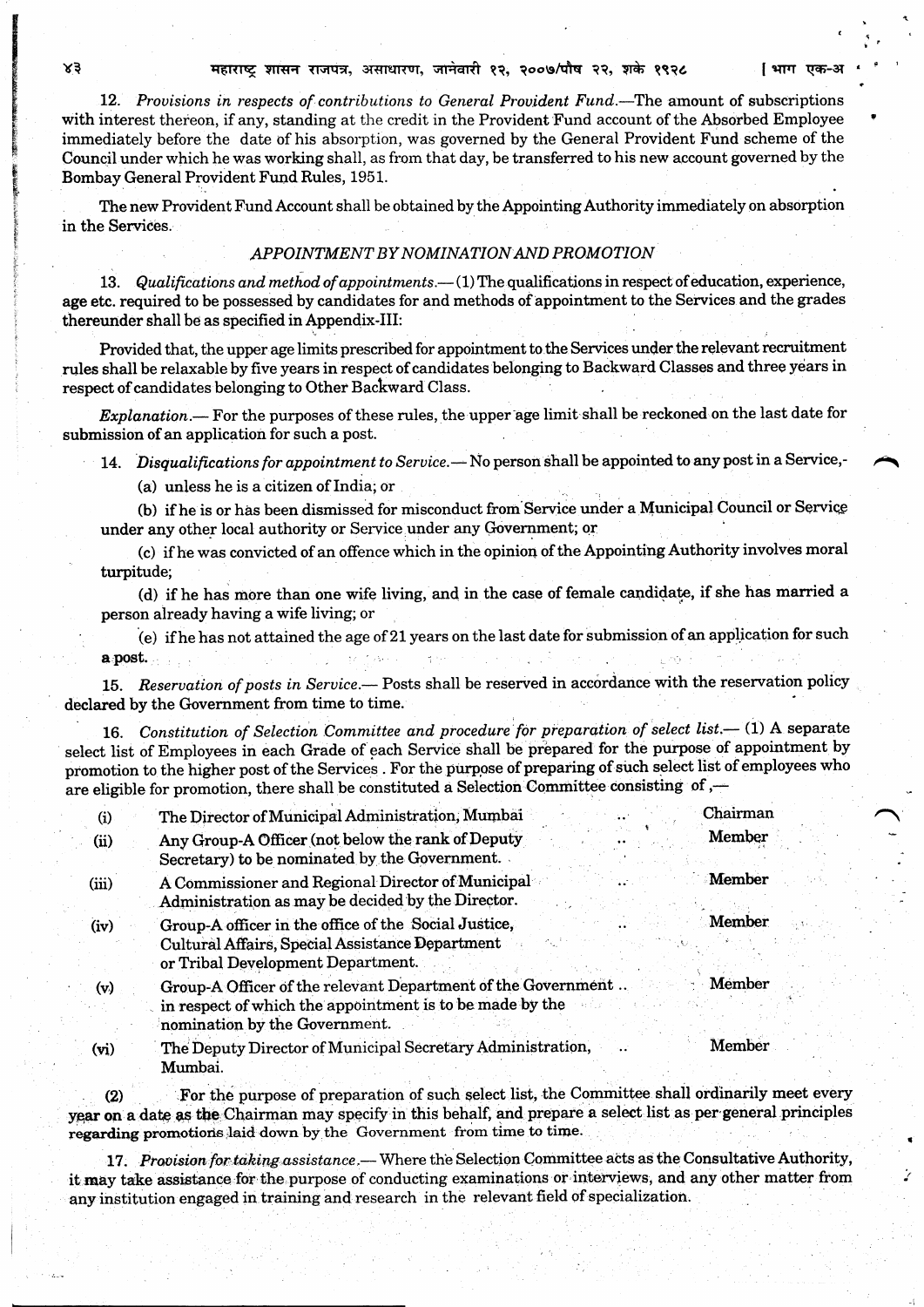12. *Provisions in respects of contributions to General Provident Fund.*—The amount of subscriptions with interest thereon, if any, standing at the credit in the Provident Fund account of the Absorbed Employee immediately before the date of his absorption, was governed by the General Provident Fund scheme of the Council under which he was working shall, as from that day, be transferred to his new account governed by the Bombay General Provident Fund Rules, 1951.

The new Provident Fund Account shall be obtained by the Appointing Authority immediately on absorption in the Services.

### *APPOINTMENT BY NOMINATION AND PROMOTION*

13. *Qualifications and method of appointments.*— (1) The qualifications in respect of education, experience, age etc. required to be possessed by candidates for and methods of appointment to the Services and the grades thereunder shall be as specified in Appendix-III:

Provided that, the upper age limits prescribed for appointment to the Services under the relevant recruitment rules shall be relaxable by five years in respect of candidates belonging to Backward Classes and three years in respect of candidates belonging to Other Backward Class.

*Explanation.*— For the purposes of these rules, the upper age limit shall be reckoned on the last date for submission of an application for such a post.

14. *Disqualifications for appointment to Service.*— No person shall be appointed to any post in a Service,-

(a) unless he is a citizen of India; or

(b) if he is or has been dismissed for misconduct from Service under a Municipal Council or Service under any other local authority or Service under any Government; or

(c) if he was convicted of an offence which in the opinion of the Appointing Authority involves moral turpitude;

(d) if he has more than one wife living, and in the case of female candidate, if she has married a person already having a wife living; or

(e) if he has not attained the age of 21 years on the last date for submission of an application for such a post.

15. *Reservation of posts in Service.*— Posts shall be reserved in accordance with the reservation policy declared by the Government from time to time.

16. *Constitution of Selection Committee and procedure for preparation of select list.*— (1) A separate select list of Employees in each Grade of each Service shall be prepared for the purpose of appointment by promotion to the higher post of the Services . For the purpose of preparing of such select list of employees who are eligible for promotion, there shall be constituted a Selection Committee consisting of ,—

| | | | |
|---|---|---|---|
| (i) | The Director of Municipal Administration, Mumbai | .. | Chairman |
| (ii) | Any Group-A Officer (not below the rank of Deputy Secretary) to be nominated by the Government. | .. | Member |
| (iii) | A Commissioner and Regional Director of Municipal Administration as may be decided by the Director. | .. | Member |
| (iv) | Group-A officer in the office of the Social Justice, Cultural Affairs, Special Assistance Department or Tribal Development Department. | .. | Member |
| (v) | Group-A Officer of the relevant Department of the Government in respect of which the appointment is to be made by the nomination by the Government. | .. | Member |
| (vi) | The Deputy Director of Municipal Secretary Administration, Mumbai. | .. | Member |

(2) For the purpose of preparation of such select list, the Committee shall ordinarily meet every year on a date as the Chairman may specify in this behalf, and prepare a select list as per general principles regarding promotions laid down by the Government from time to time.

17. *Provision for taking assistance.*— Where the Selection Committee acts as the Consultative Authority, it may take assistance for the purpose of conducting examinations or interviews, and any other matter from any institution engaged in training and research in the relevant field of specialization.